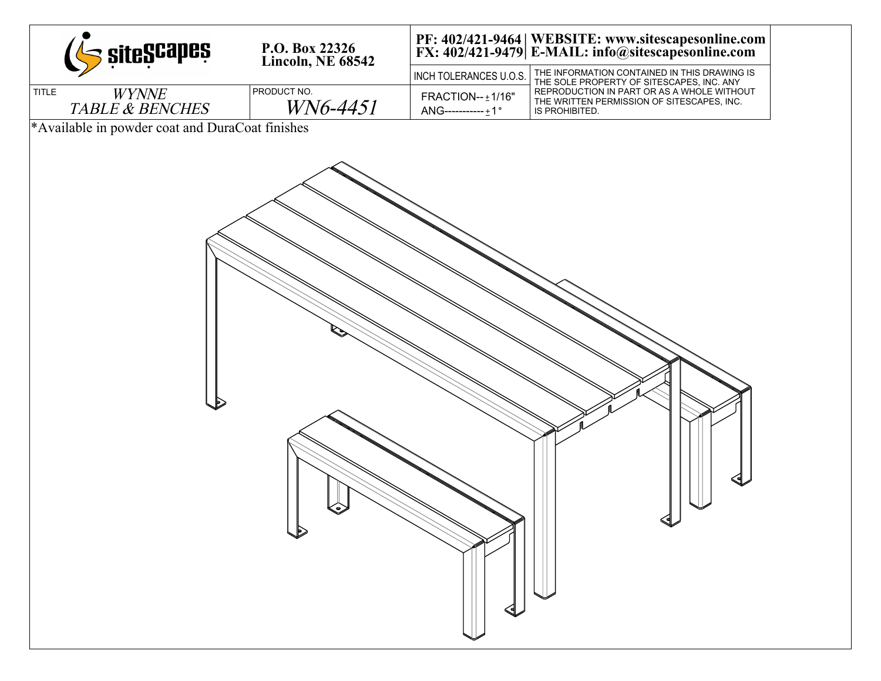siteScapes

P.O. Box 22326
Lincoln, NE 68542

PF: 402/421-9464 | WEBSITE: www.sitescapesonline.com
FX: 402/421-9479 | E-MAIL: info@sitescapesonline.com

| TITLE | PRODUCT NO. | INCH TOLERANCES U.O.S. | |
|---|---|---|---|
| *WYNNE TABLE & BENCHES* | *WN6-4451* | FRACTION-- ± 1/16" ANG----------- ± 1° | THE INFORMATION CONTAINED IN THIS DRAWING IS THE SOLE PROPERTY OF SITESCAPES, INC. ANY REPRODUCTION IN PART OR AS A WHOLE WITHOUT THE WRITTEN PERMISSION OF SITESCAPES, INC. IS PROHIBITED. |

*Available in powder coat and DuraCoat finishes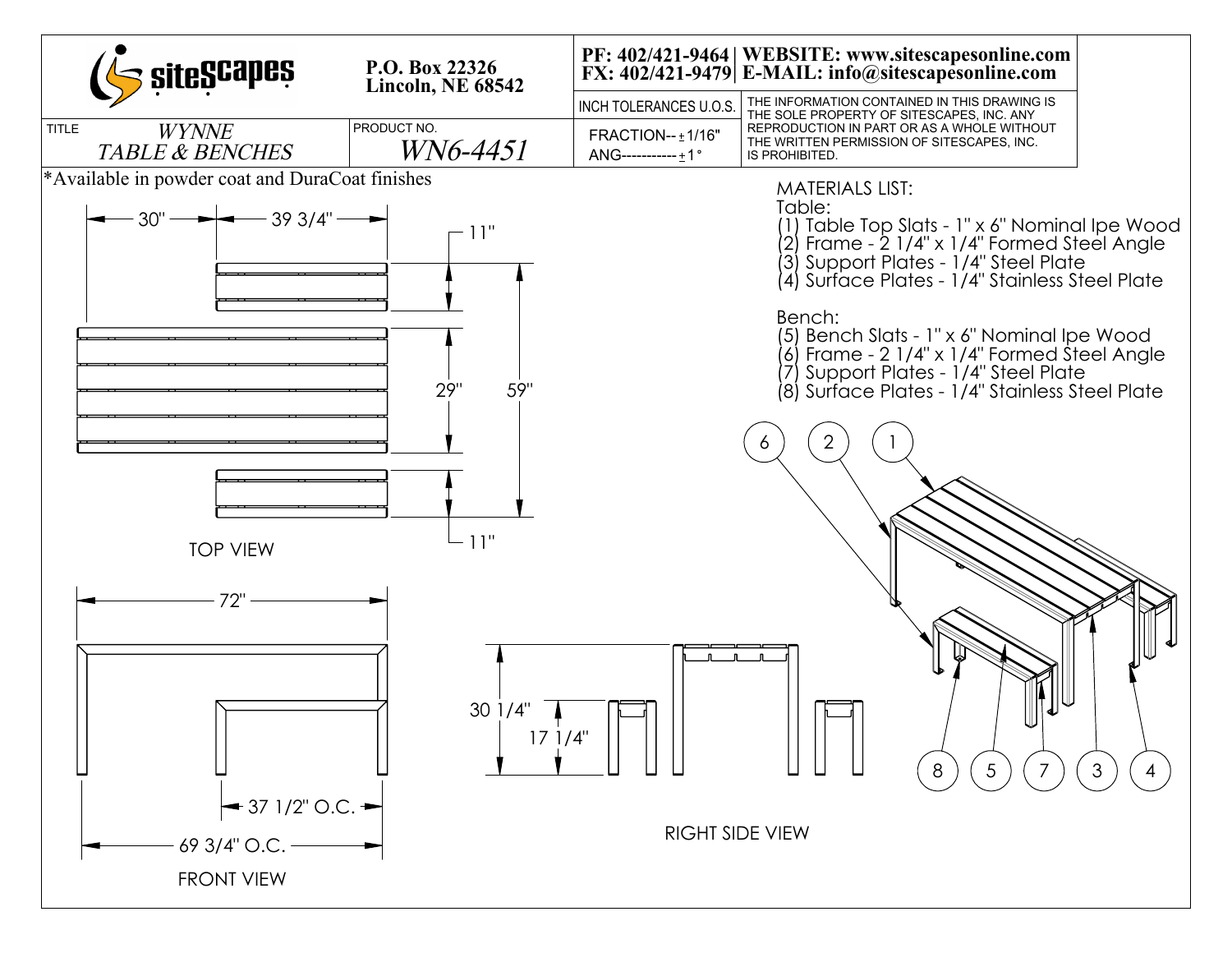siteScapes

P.O. Box 22326
Lincoln, NE 68542

PF: 402/421-9464 | WEBSITE: www.sitescapesonline.com
FX: 402/421-9479 | E-MAIL: info@sitescapesonline.com

INCH TOLERANCES U.O.S.

FRACTION-- ± 1/16"
ANG----------- ± 1°

THE INFORMATION CONTAINED IN THIS DRAWING IS THE SOLE PROPERTY OF SITESCAPES, INC. ANY REPRODUCTION IN PART OR AS A WHOLE WITHOUT THE WRITTEN PERMISSION OF SITESCAPES, INC. IS PROHIBITED.

TITLE *WYNNE TABLE & BENCHES*

PRODUCT NO. *WN6-4451*

*Available in powder coat and DuraCoat finishes

MATERIALS LIST:

Table:
(1) Table Top Slats - 1" x 6" Nominal Ipe Wood
(2) Frame - 2 1/4" x 1/4" Formed Steel Angle
(3) Support Plates - 1/4" Steel Plate
(4) Surface Plates - 1/4" Stainless Steel Plate

Bench:
(5) Bench Slats - 1" x 6" Nominal Ipe Wood
(6) Frame - 2 1/4" x 1/4" Formed Steel Angle
(7) Support Plates - 1/4" Steel Plate
(8) Surface Plates - 1/4" Stainless Steel Plate

30" 39 3/4" 11" 29" 59" 11"

TOP VIEW

72" 37 1/2" O.C. 69 3/4" O.C.

FRONT VIEW

30 1/4" 17 1/4"

RIGHT SIDE VIEW

6 2 1 8 5 7 3 4